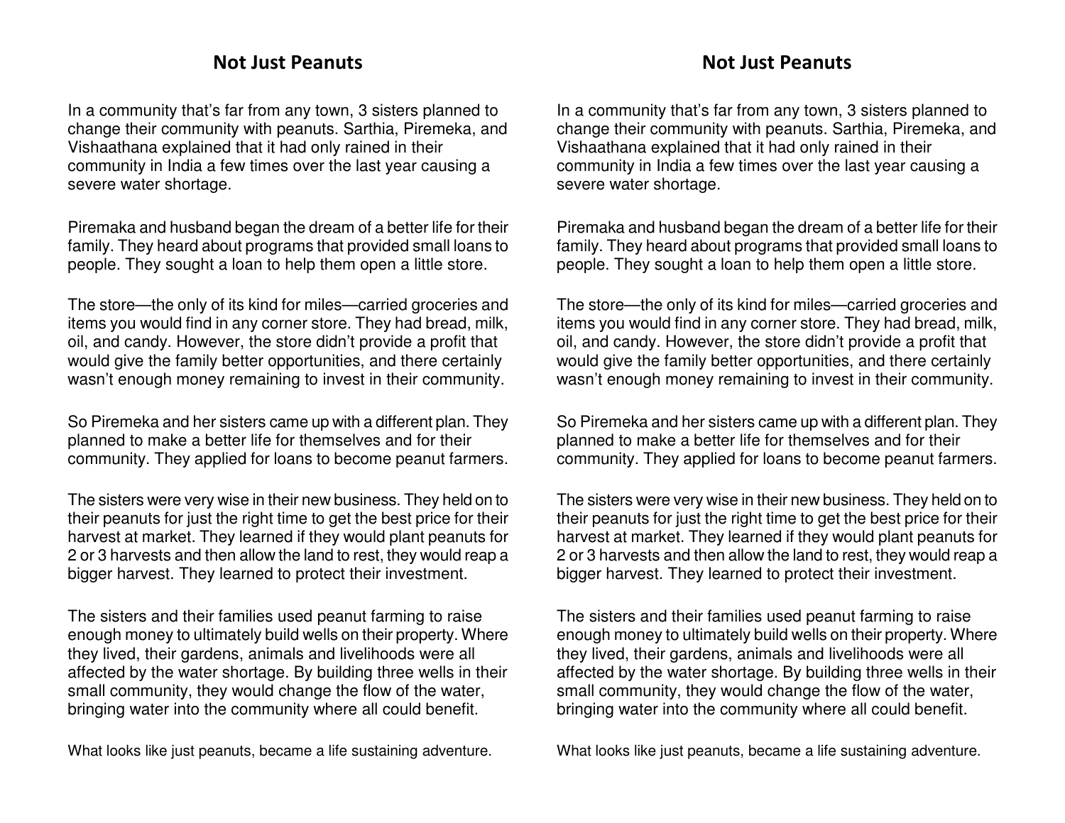## Not Just Peanuts

In a community that's far from any town, 3 sisters planned to change their community with peanuts. Sarthia, Piremeka, and Vishaathana explained that it had only rained in their community in India a few times over the last year causing a severe water shortage.

Piremaka and husband began the dream of a better life for their family. They heard about programs that provided small loans to people. They sought a loan to help them open a little store.

The store—the only of its kind for miles—carried groceries and items you would find in any corner store. They had bread, milk, oil, and candy. However, the store didn't provide a profit that would give the family better opportunities, and there certainly wasn't enough money remaining to invest in their community.

So Piremeka and her sisters came up with a different plan. They planned to make a better life for themselves and for their community. They applied for loans to become peanut farmers.

The sisters were very wise in their new business. They held on to their peanuts for just the right time to get the best price for their harvest at market. They learned if they would plant peanuts for 2 or 3 harvests and then allow the land to rest, they would reap a bigger harvest. They learned to protect their investment.

The sisters and their families used peanut farming to raise enough money to ultimately build wells on their property. Where they lived, their gardens, animals and livelihoods were all affected by the water shortage. By building three wells in their small community, they would change the flow of the water, bringing water into the community where all could benefit.

What looks like just peanuts, became a life sustaining adventure.

## Not Just Peanuts

In a community that's far from any town, 3 sisters planned to change their community with peanuts. Sarthia, Piremeka, and Vishaathana explained that it had only rained in their community in India a few times over the last year causing a severe water shortage.

Piremaka and husband began the dream of a better life for their family. They heard about programs that provided small loans to people. They sought a loan to help them open a little store.

The store—the only of its kind for miles—carried groceries and items you would find in any corner store. They had bread, milk, oil, and candy. However, the store didn't provide a profit that would give the family better opportunities, and there certainly wasn't enough money remaining to invest in their community.

So Piremeka and her sisters came up with a different plan. They planned to make a better life for themselves and for their community. They applied for loans to become peanut farmers.

The sisters were very wise in their new business. They held on to their peanuts for just the right time to get the best price for their harvest at market. They learned if they would plant peanuts for 2 or 3 harvests and then allow the land to rest, they would reap a bigger harvest. They learned to protect their investment.

The sisters and their families used peanut farming to raise enough money to ultimately build wells on their property. Where they lived, their gardens, animals and livelihoods were all affected by the water shortage. By building three wells in their small community, they would change the flow of the water, bringing water into the community where all could benefit.

What looks like just peanuts, became a life sustaining adventure.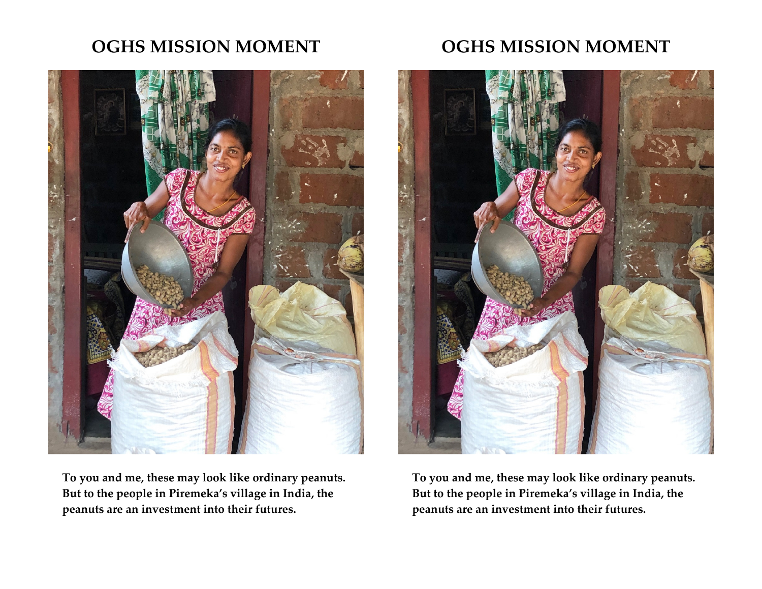# OGHS MISSION MOMENT

To you and me, these may look like ordinary peanuts. But to the people in Piremeka's village in India, the peanuts are an investment into their futures.

# OGHS MISSION MOMENT

To you and me, these may look like ordinary peanuts. But to the people in Piremeka's village in India, the peanuts are an investment into their futures.